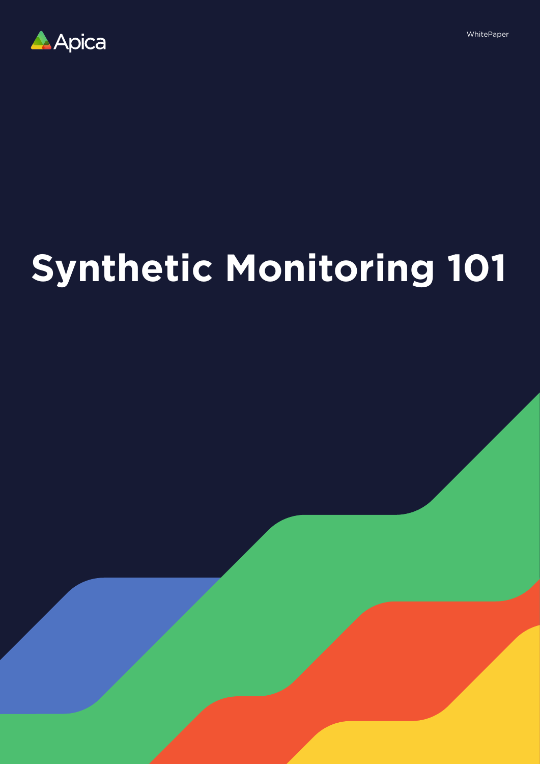Apica

WhitePaper

# Synthetic Monitoring 101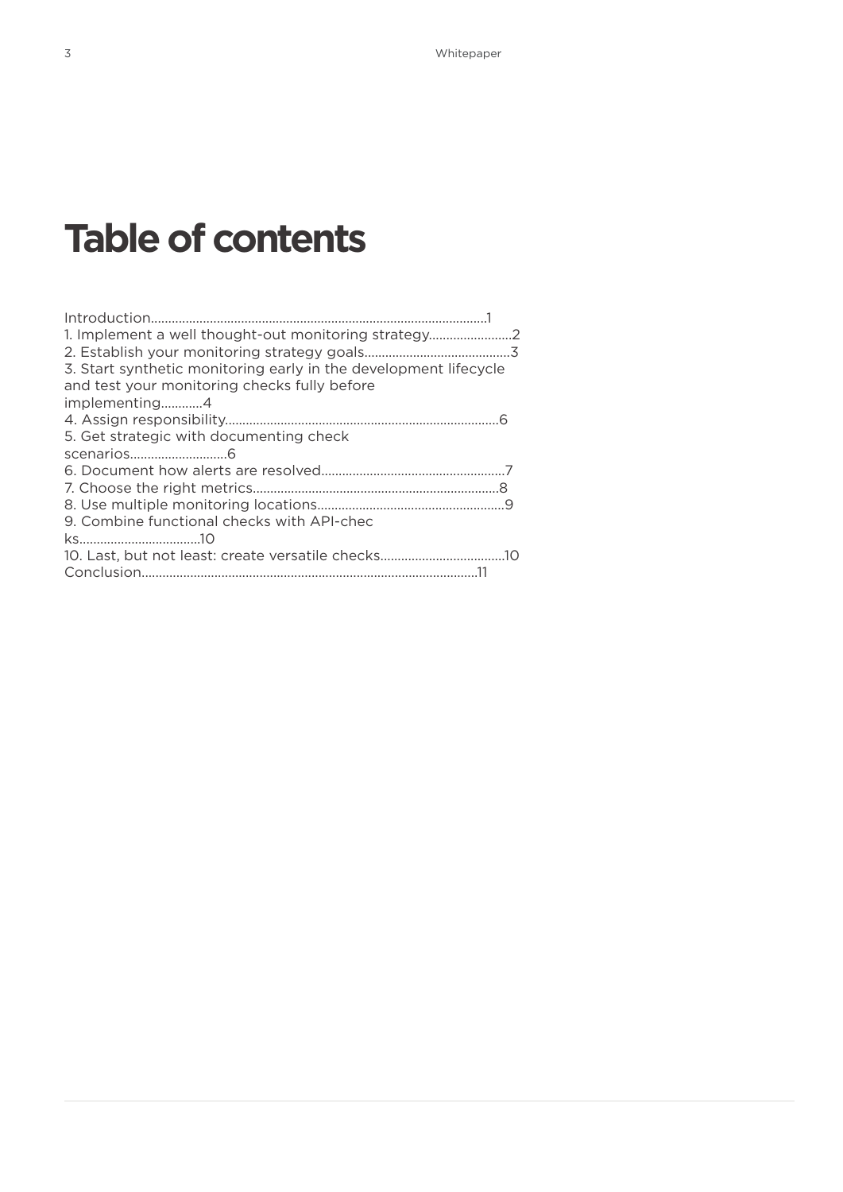# Table of contents

Introduction........................................................................................................1
1. Implement a well thought-out monitoring strategy.........................2
2. Establish your monitoring strategy goals..........................................3
3. Start synthetic monitoring early in the development lifecycle and test your monitoring checks fully before implementing............4
4. Assign responsibility...............................................................................6
5. Get strategic with documenting check scenarios............................6
6. Document how alerts are resolved.....................................................7
7. Choose the right metrics.......................................................................8
8. Use multiple monitoring locations......................................................9
9. Combine functional checks with API-checks...................................10
10. Last, but not least: create versatile checks....................................10
Conclusion.....................................................................................................11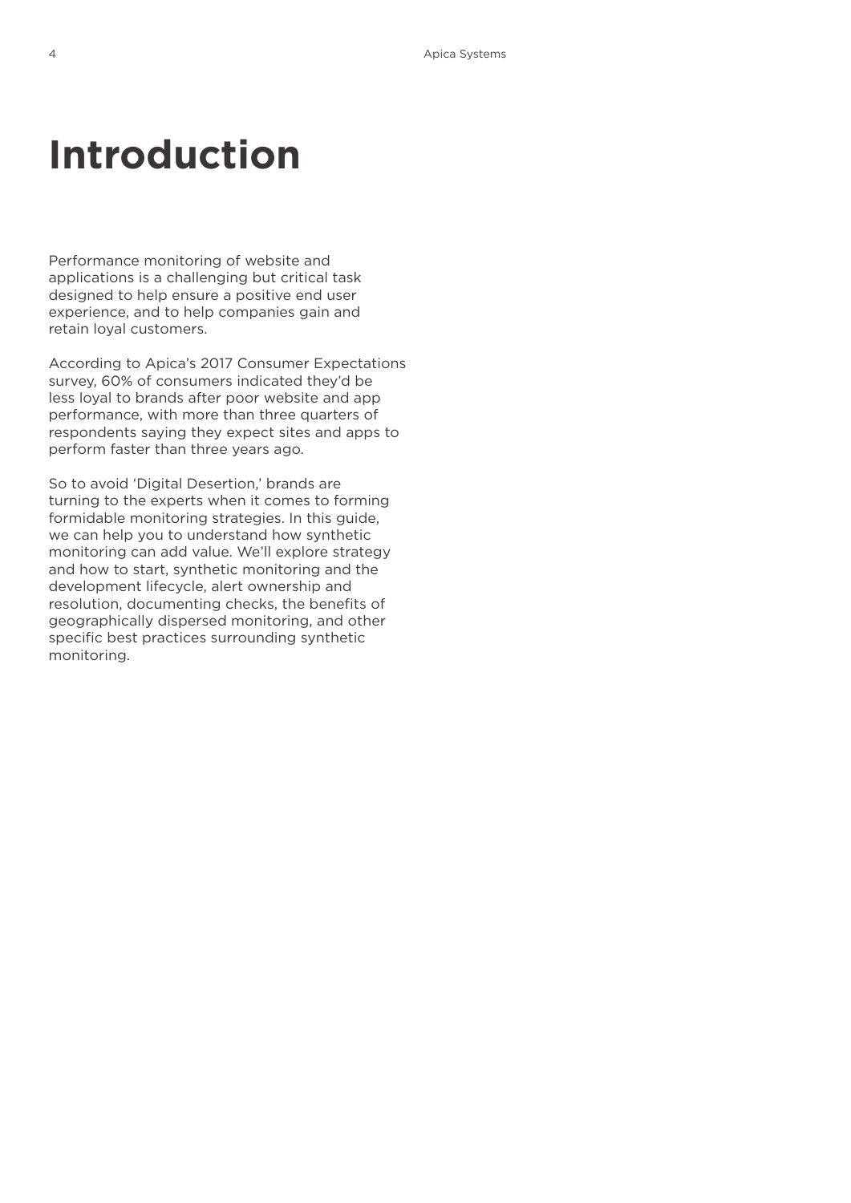# Introduction

Performance monitoring of website and applications is a challenging but critical task designed to help ensure a positive end user experience, and to help companies gain and retain loyal customers.

According to Apica's 2017 Consumer Expectations survey, 60% of consumers indicated they'd be less loyal to brands after poor website and app performance, with more than three quarters of respondents saying they expect sites and apps to perform faster than three years ago.

So to avoid 'Digital Desertion,' brands are turning to the experts when it comes to forming formidable monitoring strategies. In this guide, we can help you to understand how synthetic monitoring can add value. We'll explore strategy and how to start, synthetic monitoring and the development lifecycle, alert ownership and resolution, documenting checks, the benefits of geographically dispersed monitoring, and other specific best practices surrounding synthetic monitoring.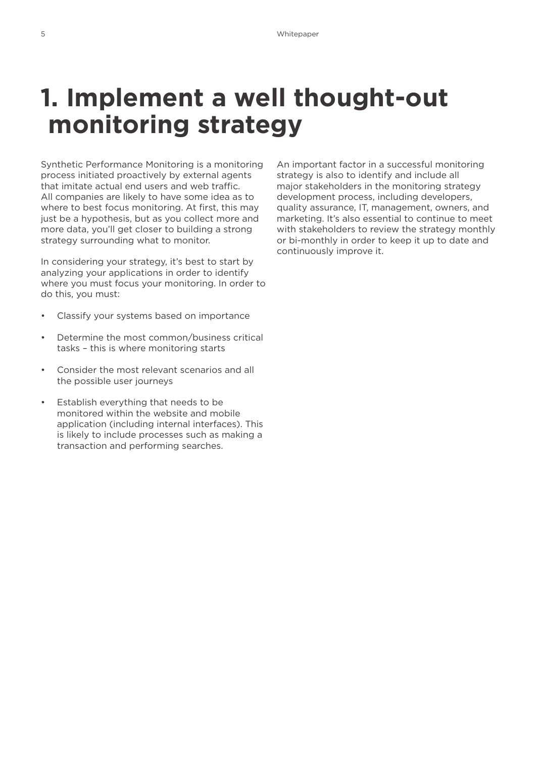# 1. Implement a well thought-out monitoring strategy

Synthetic Performance Monitoring is a monitoring process initiated proactively by external agents that imitate actual end users and web traffic. All companies are likely to have some idea as to where to best focus monitoring. At first, this may just be a hypothesis, but as you collect more and more data, you'll get closer to building a strong strategy surrounding what to monitor.

In considering your strategy, it's best to start by analyzing your applications in order to identify where you must focus your monitoring. In order to do this, you must:

- Classify your systems based on importance
- Determine the most common/business critical tasks – this is where monitoring starts
- Consider the most relevant scenarios and all the possible user journeys
- Establish everything that needs to be monitored within the website and mobile application (including internal interfaces). This is likely to include processes such as making a transaction and performing searches.

An important factor in a successful monitoring strategy is also to identify and include all major stakeholders in the monitoring strategy development process, including developers, quality assurance, IT, management, owners, and marketing. It's also essential to continue to meet with stakeholders to review the strategy monthly or bi-monthly in order to keep it up to date and continuously improve it.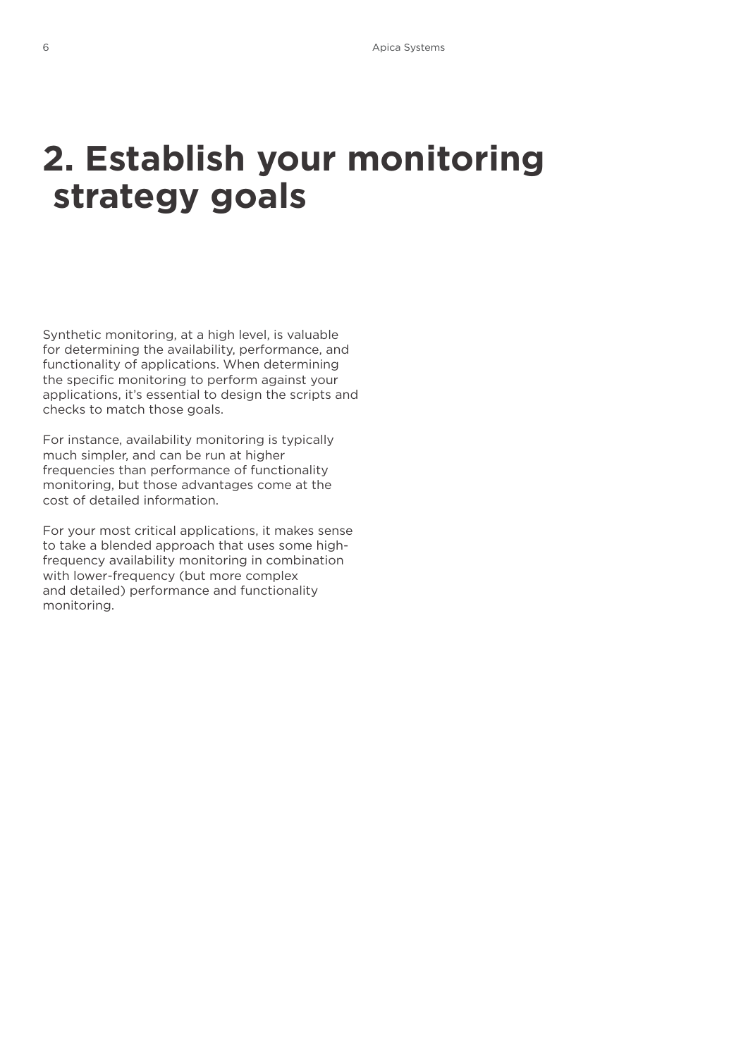# 2. Establish your monitoring strategy goals

Synthetic monitoring, at a high level, is valuable for determining the availability, performance, and functionality of applications. When determining the specific monitoring to perform against your applications, it's essential to design the scripts and checks to match those goals.

For instance, availability monitoring is typically much simpler, and can be run at higher frequencies than performance of functionality monitoring, but those advantages come at the cost of detailed information.

For your most critical applications, it makes sense to take a blended approach that uses some high-frequency availability monitoring in combination with lower-frequency (but more complex and detailed) performance and functionality monitoring.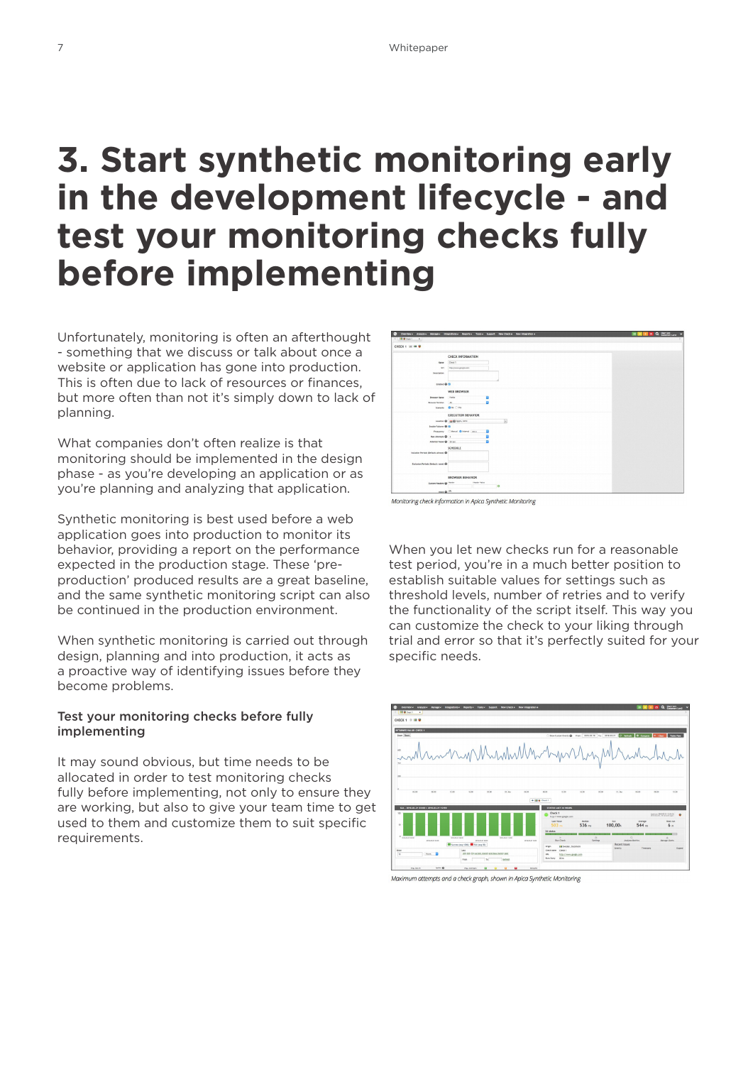# 3. Start synthetic monitoring early in the development lifecycle - and test your monitoring checks fully before implementing

Unfortunately, monitoring is often an afterthought - something that we discuss or talk about once a website or application has gone into production. This is often due to lack of resources or finances, but more often than not it's simply down to lack of planning.

What companies don't often realize is that monitoring should be implemented in the design phase - as you're developing an application or as you're planning and analyzing that application.

Synthetic monitoring is best used before a web application goes into production to monitor its behavior, providing a report on the performance expected in the production stage. These 'pre-production' produced results are a great baseline, and the same synthetic monitoring script can also be continued in the production environment.

When synthetic monitoring is carried out through design, planning and into production, it acts as a proactive way of identifying issues before they become problems.

### Test your monitoring checks before fully implementing

It may sound obvious, but time needs to be allocated in order to test monitoring checks fully before implementing, not only to ensure they are working, but also to give your team time to get used to them and customize them to suit specific requirements.

*Monitoring check information in Apica Synthetic Monitoring*

When you let new checks run for a reasonable test period, you're in a much better position to establish suitable values for settings such as threshold levels, number of retries and to verify the functionality of the script itself. This way you can customize the check to your liking through trial and error so that it's perfectly suited for your specific needs.

*Maximum attempts and a check graph, shown in Apica Synthetic Monitoring*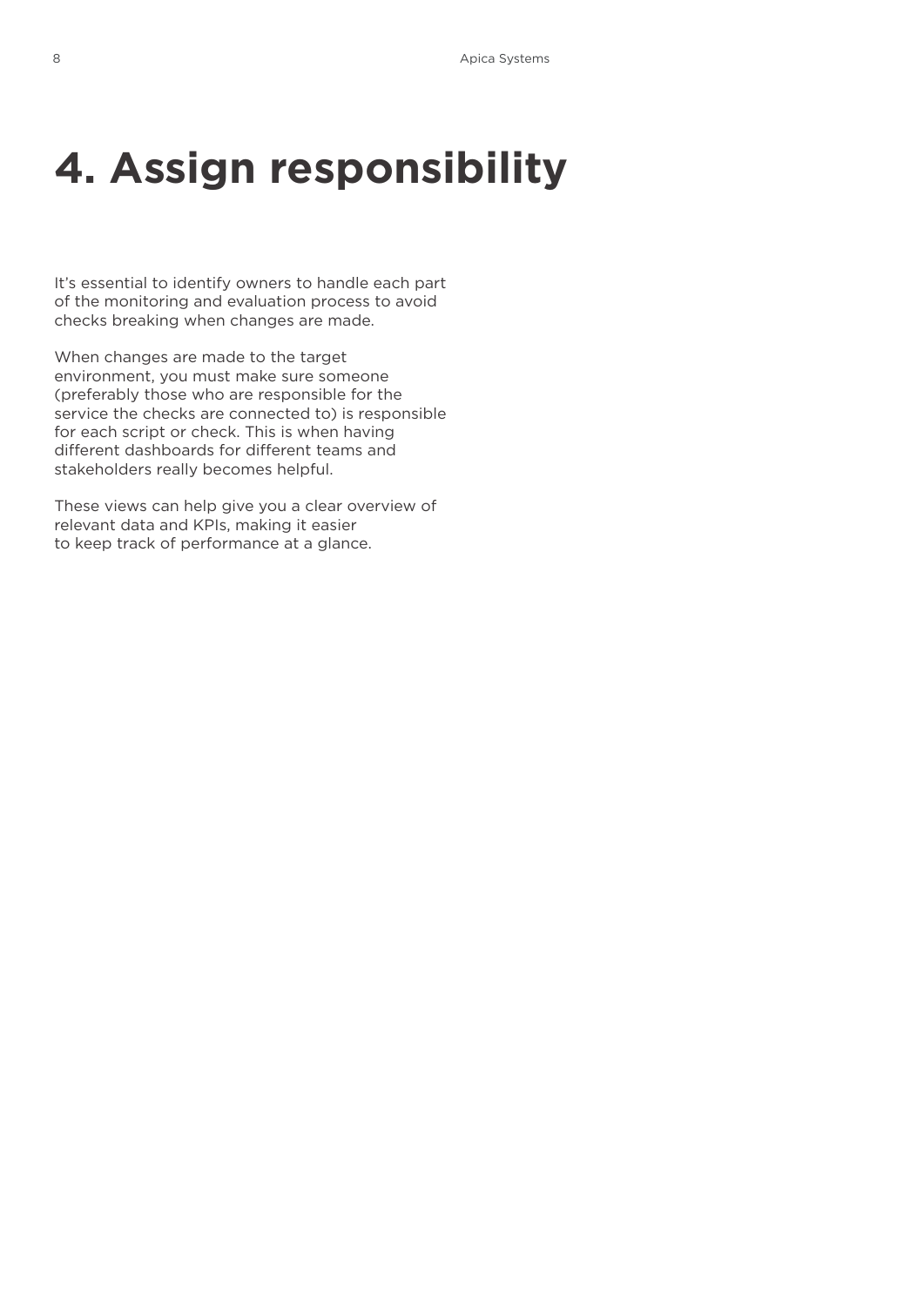# 4. Assign responsibility

It's essential to identify owners to handle each part of the monitoring and evaluation process to avoid checks breaking when changes are made.

When changes are made to the target environment, you must make sure someone (preferably those who are responsible for the service the checks are connected to) is responsible for each script or check. This is when having different dashboards for different teams and stakeholders really becomes helpful.

These views can help give you a clear overview of relevant data and KPIs, making it easier to keep track of performance at a glance.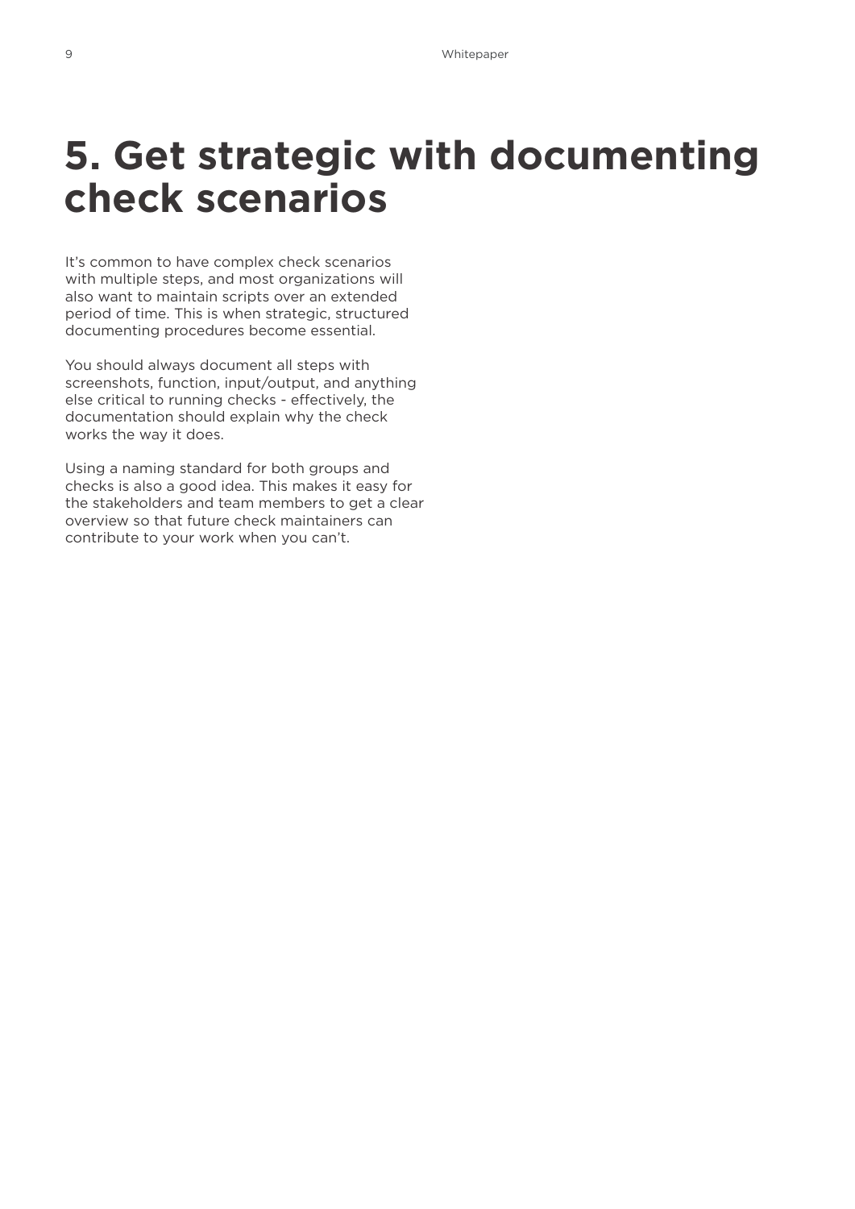# 5. Get strategic with documenting check scenarios

It's common to have complex check scenarios with multiple steps, and most organizations will also want to maintain scripts over an extended period of time. This is when strategic, structured documenting procedures become essential.

You should always document all steps with screenshots, function, input/output, and anything else critical to running checks - effectively, the documentation should explain why the check works the way it does.

Using a naming standard for both groups and checks is also a good idea. This makes it easy for the stakeholders and team members to get a clear overview so that future check maintainers can contribute to your work when you can't.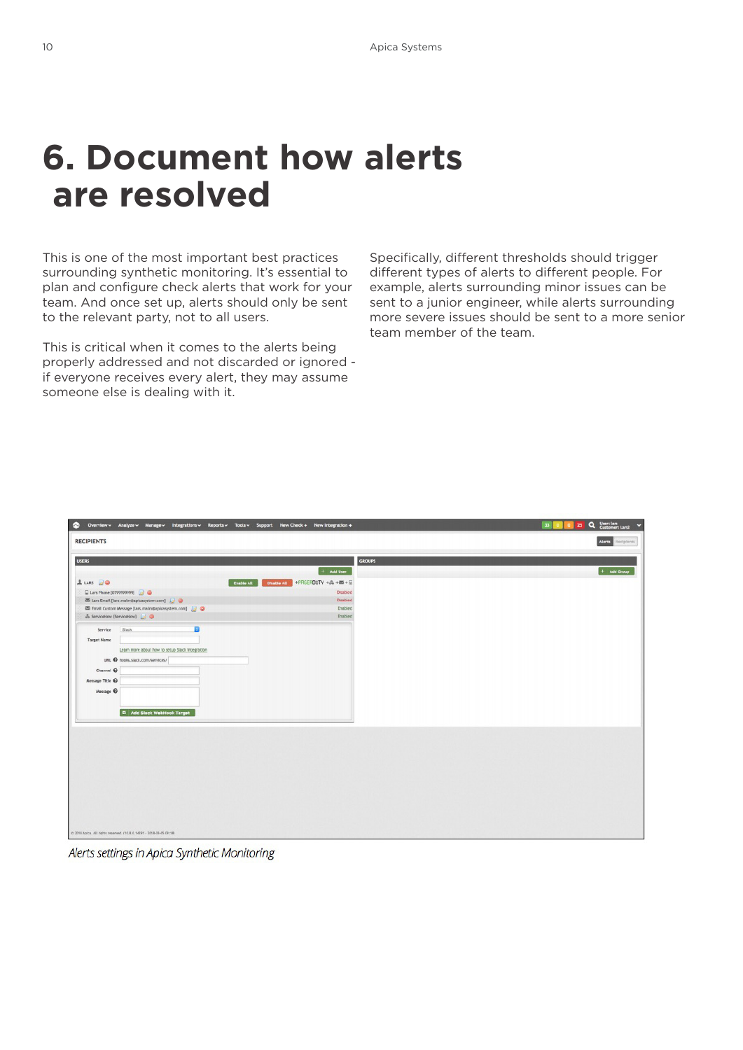# 6. Document how alerts are resolved

This is one of the most important best practices surrounding synthetic monitoring. It's essential to plan and configure check alerts that work for your team. And once set up, alerts should only be sent to the relevant party, not to all users.

This is critical when it comes to the alerts being properly addressed and not discarded or ignored - if everyone receives every alert, they may assume someone else is dealing with it.

Specifically, different thresholds should trigger different types of alerts to different people. For example, alerts surrounding minor issues can be sent to a junior engineer, while alerts surrounding more severe issues should be sent to a more senior team member of the team.

*Alerts settings in Apica Synthetic Monitoring*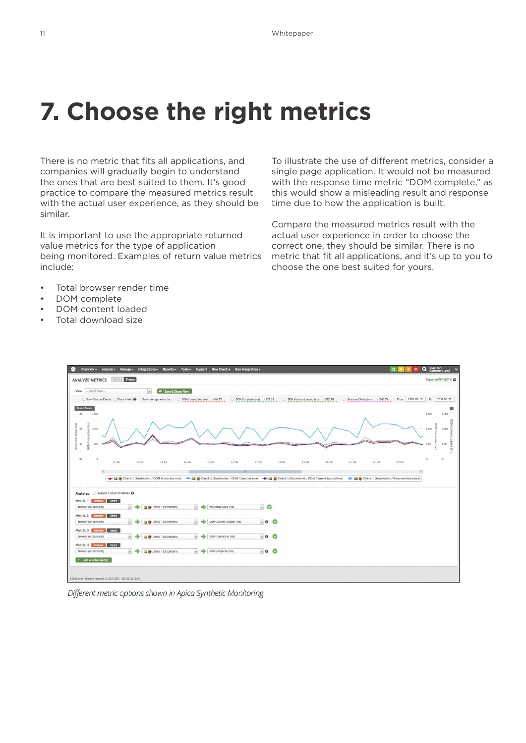# 7. Choose the right metrics

There is no metric that fits all applications, and companies will gradually begin to understand the ones that are best suited to them. It's good practice to compare the measured metrics result with the actual user experience, as they should be similar.

It is important to use the appropriate returned value metrics for the type of application being monitored. Examples of return value metrics include:

- Total browser render time
- DOM complete
- DOM content loaded
- Total download size

To illustrate the use of different metrics, consider a single page application. It would not be measured with the response time metric "DOM complete," as this would show a misleading result and response time due to how the application is built.

Compare the measured metrics result with the actual user experience in order to choose the correct one, they should be similar. There is no metric that fit all applications, and it's up to you to choose the one best suited for yours.

*Different metric options shown in Apica Synthetic Monitoring*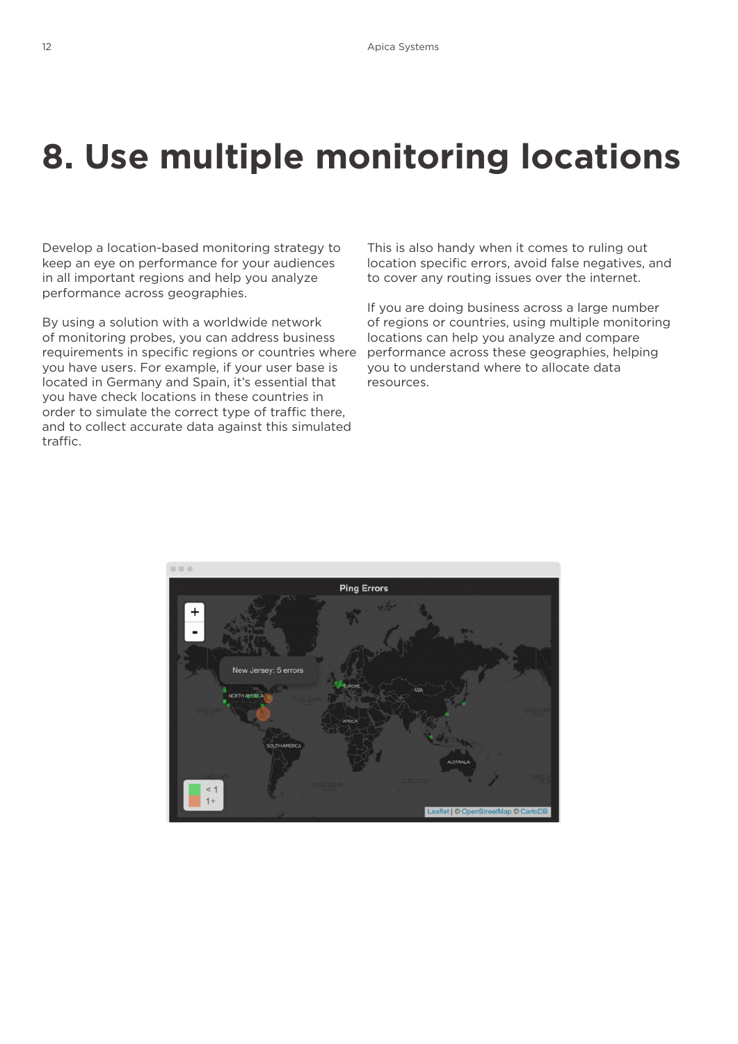# 8. Use multiple monitoring locations

Develop a location-based monitoring strategy to keep an eye on performance for your audiences in all important regions and help you analyze performance across geographies.

By using a solution with a worldwide network of monitoring probes, you can address business requirements in specific regions or countries where you have users. For example, if your user base is located in Germany and Spain, it's essential that you have check locations in these countries in order to simulate the correct type of traffic there, and to collect accurate data against this simulated traffic.

This is also handy when it comes to ruling out location specific errors, avoid false negatives, and to cover any routing issues over the internet.

If you are doing business across a large number of regions or countries, using multiple monitoring locations can help you analyze and compare performance across these geographies, helping you to understand where to allocate data resources.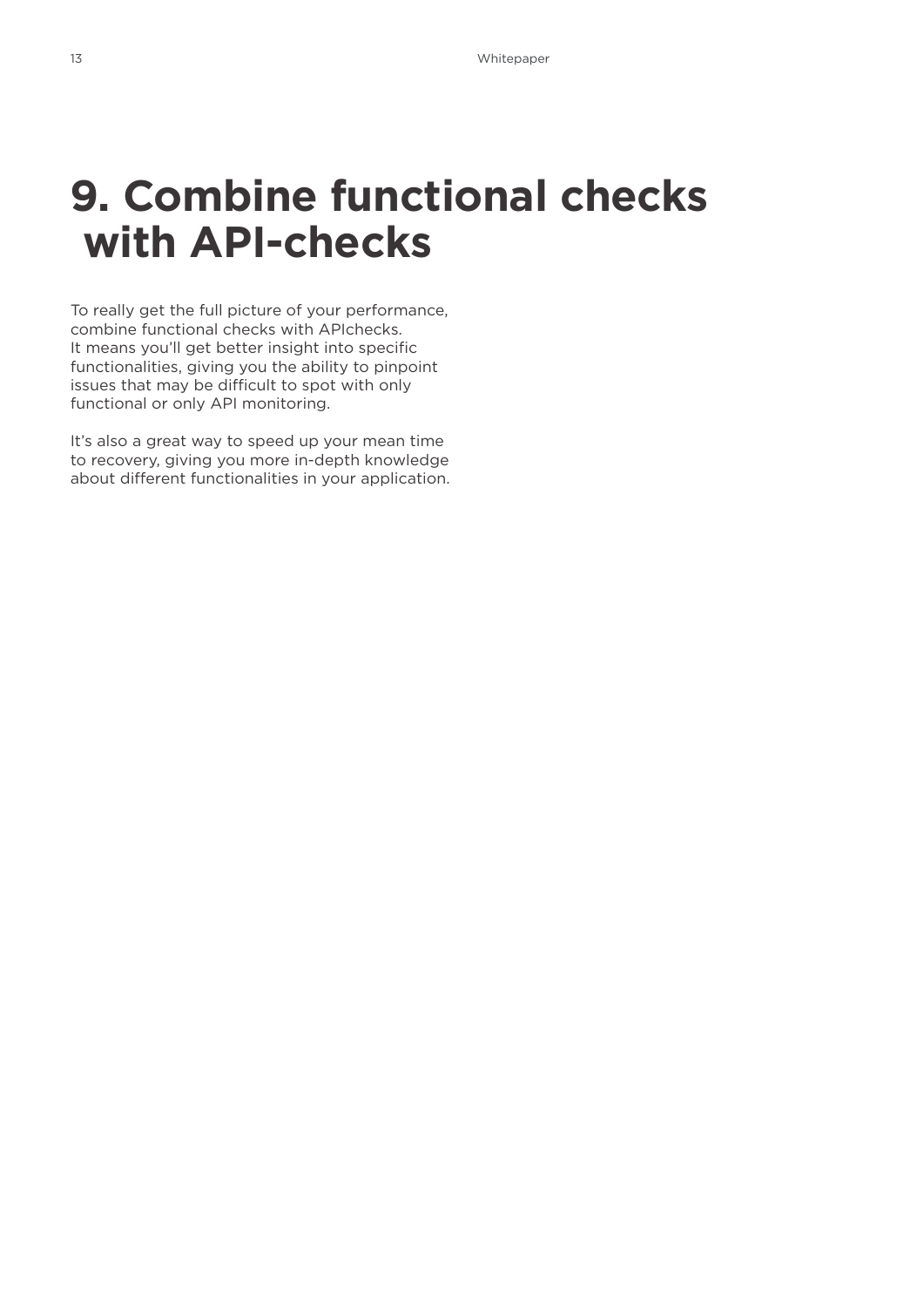# 9. Combine functional checks with API-checks

To really get the full picture of your performance, combine functional checks with APIchecks. It means you'll get better insight into specific functionalities, giving you the ability to pinpoint issues that may be difficult to spot with only functional or only API monitoring.

It's also a great way to speed up your mean time to recovery, giving you more in-depth knowledge about different functionalities in your application.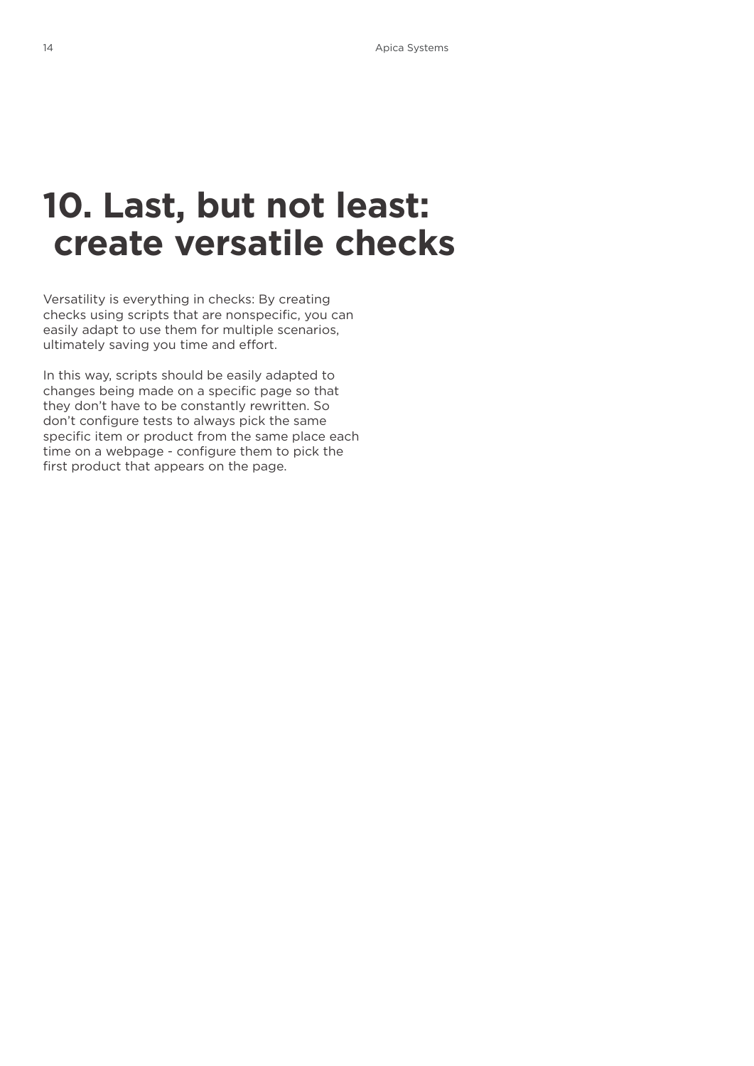# 10. Last, but not least: create versatile checks

Versatility is everything in checks: By creating checks using scripts that are nonspecific, you can easily adapt to use them for multiple scenarios, ultimately saving you time and effort.

In this way, scripts should be easily adapted to changes being made on a specific page so that they don't have to be constantly rewritten. So don't configure tests to always pick the same specific item or product from the same place each time on a webpage - configure them to pick the first product that appears on the page.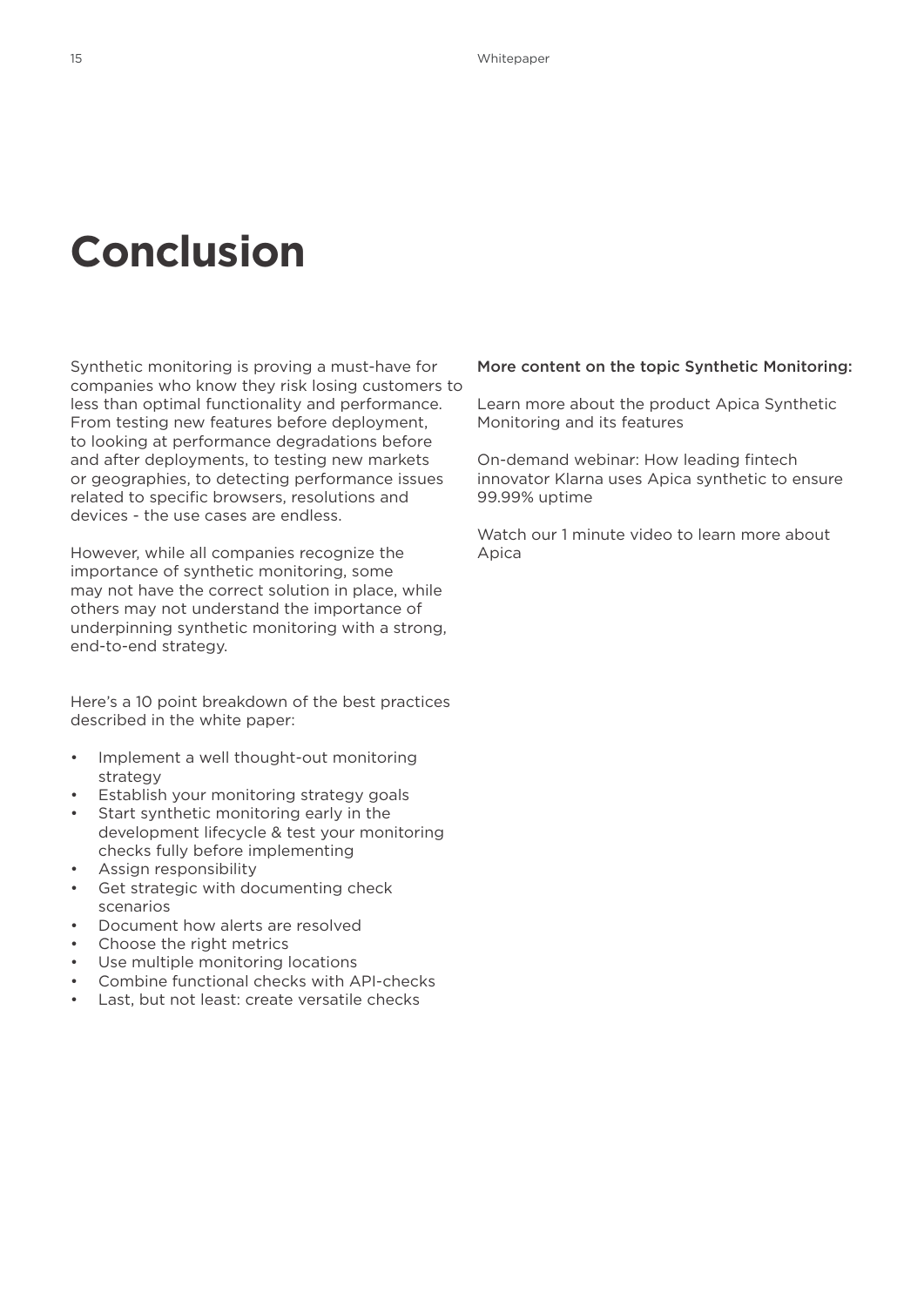# Conclusion

Synthetic monitoring is proving a must-have for companies who know they risk losing customers to less than optimal functionality and performance. From testing new features before deployment, to looking at performance degradations before and after deployments, to testing new markets or geographies, to detecting performance issues related to specific browsers, resolutions and devices - the use cases are endless.

However, while all companies recognize the importance of synthetic monitoring, some may not have the correct solution in place, while others may not understand the importance of underpinning synthetic monitoring with a strong, end-to-end strategy.

Here's a 10 point breakdown of the best practices described in the white paper:

- Implement a well thought-out monitoring strategy
- Establish your monitoring strategy goals
- Start synthetic monitoring early in the development lifecycle & test your monitoring checks fully before implementing
- Assign responsibility
- Get strategic with documenting check scenarios
- Document how alerts are resolved
- Choose the right metrics
- Use multiple monitoring locations
- Combine functional checks with API-checks
- Last, but not least: create versatile checks

More content on the topic Synthetic Monitoring:

Learn more about the product Apica Synthetic Monitoring and its features

On-demand webinar: How leading fintech innovator Klarna uses Apica synthetic to ensure 99.99% uptime

Watch our 1 minute video to learn more about Apica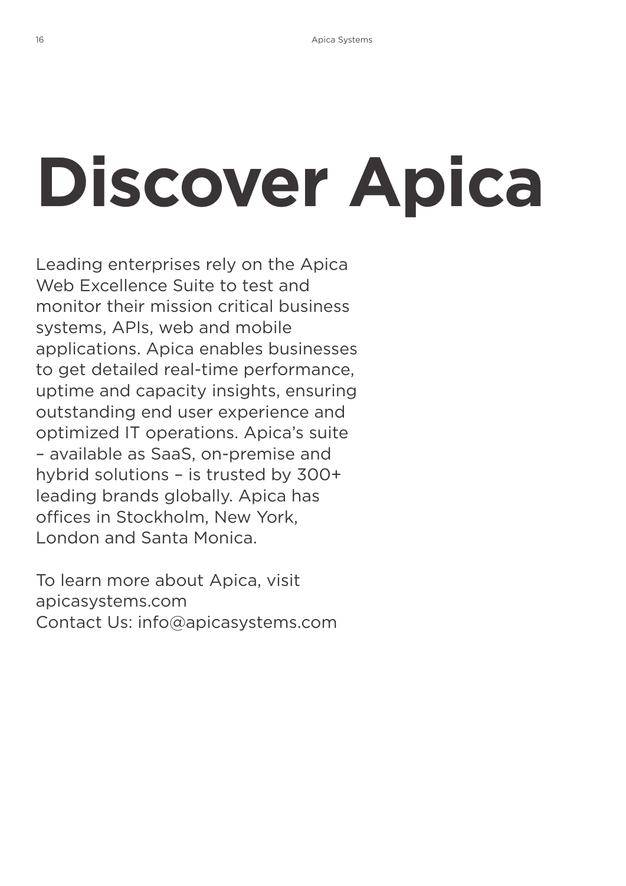# Discover Apica

Leading enterprises rely on the Apica Web Excellence Suite to test and monitor their mission critical business systems, APIs, web and mobile applications. Apica enables businesses to get detailed real-time performance, uptime and capacity insights, ensuring outstanding end user experience and optimized IT operations. Apica's suite – available as SaaS, on-premise and hybrid solutions – is trusted by 300+ leading brands globally. Apica has offices in Stockholm, New York, London and Santa Monica.

To learn more about Apica, visit apicasystems.com
Contact Us: info@apicasystems.com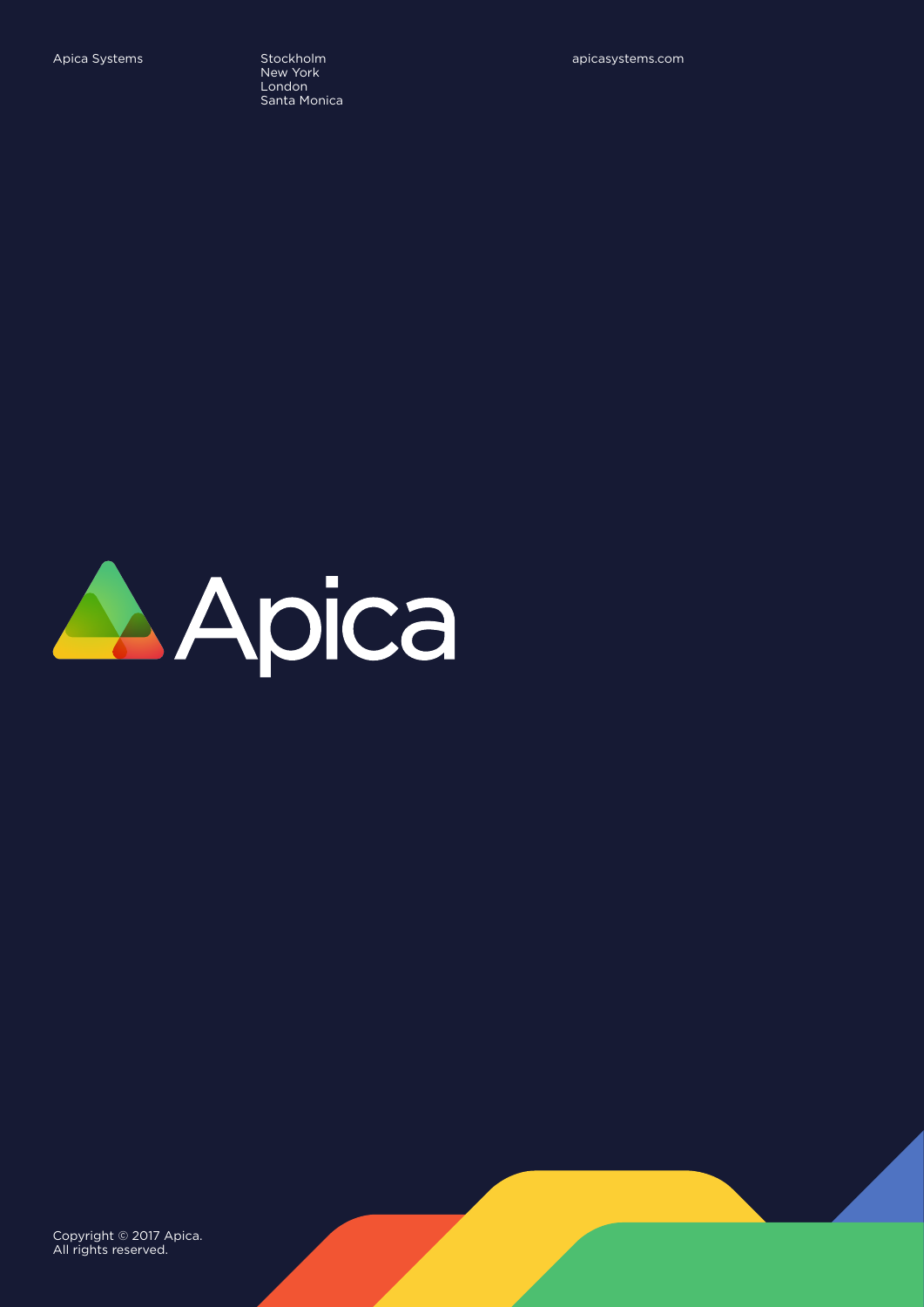Apica Systems

Stockholm
New York
London
Santa Monica

apicasystems.com

Apica

Copyright © 2017 Apica.
All rights reserved.